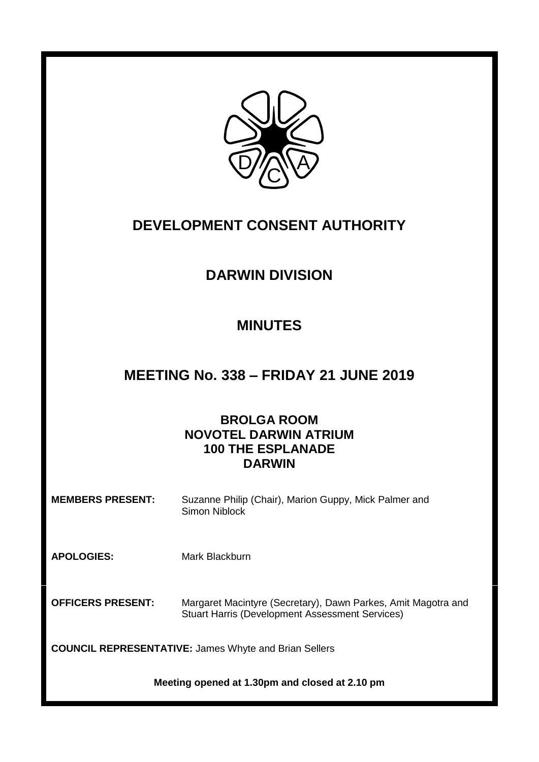# DEVELOPMENT CONSENT AUTHORITY

## DARWIN DIVISION

## MINUTES

## MEETING No. 338 – FRIDAY 21 JUNE 2019

**BROLGA ROOM**
**NOVOTEL DARWIN ATRIUM**
**100 THE ESPLANADE**
**DARWIN**

**MEMBERS PRESENT:** Suzanne Philip (Chair), Marion Guppy, Mick Palmer and Simon Niblock

**APOLOGIES:** Mark Blackburn

**OFFICERS PRESENT:** Margaret Macintyre (Secretary), Dawn Parkes, Amit Magotra and Stuart Harris (Development Assessment Services)

**COUNCIL REPRESENTATIVE:** James Whyte and Brian Sellers

**Meeting opened at 1.30pm and closed at 2.10 pm**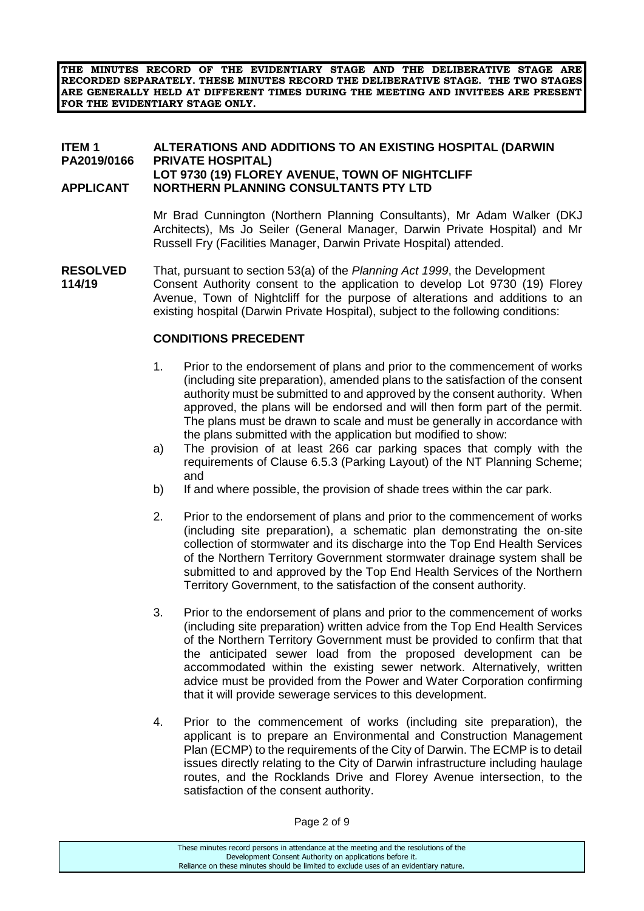**THE MINUTES RECORD OF THE EVIDENTIARY STAGE AND THE DELIBERATIVE STAGE ARE RECORDED SEPARATELY. THESE MINUTES RECORD THE DELIBERATIVE STAGE. THE TWO STAGES ARE GENERALLY HELD AT DIFFERENT TIMES DURING THE MEETING AND INVITEES ARE PRESENT FOR THE EVIDENTIARY STAGE ONLY.**

**ITEM 1 PA2019/0166** **ALTERATIONS AND ADDITIONS TO AN EXISTING HOSPITAL (DARWIN PRIVATE HOSPITAL)**
**LOT 9730 (19) FLOREY AVENUE, TOWN OF NIGHTCLIFF**
**APPLICANT** **NORTHERN PLANNING CONSULTANTS PTY LTD**

Mr Brad Cunnington (Northern Planning Consultants), Mr Adam Walker (DKJ Architects), Ms Jo Seiler (General Manager, Darwin Private Hospital) and Mr Russell Fry (Facilities Manager, Darwin Private Hospital) attended.

**RESOLVED 114/19** That, pursuant to section 53(a) of the *Planning Act 1999*, the Development Consent Authority consent to the application to develop Lot 9730 (19) Florey Avenue, Town of Nightcliff for the purpose of alterations and additions to an existing hospital (Darwin Private Hospital), subject to the following conditions:

**CONDITIONS PRECEDENT**

1. Prior to the endorsement of plans and prior to the commencement of works (including site preparation), amended plans to the satisfaction of the consent authority must be submitted to and approved by the consent authority. When approved, the plans will be endorsed and will then form part of the permit. The plans must be drawn to scale and must be generally in accordance with the plans submitted with the application but modified to show:

   a) The provision of at least 266 car parking spaces that comply with the requirements of Clause 6.5.3 (Parking Layout) of the NT Planning Scheme; and

   b) If and where possible, the provision of shade trees within the car park.

2. Prior to the endorsement of plans and prior to the commencement of works (including site preparation), a schematic plan demonstrating the on-site collection of stormwater and its discharge into the Top End Health Services of the Northern Territory Government stormwater drainage system shall be submitted to and approved by the Top End Health Services of the Northern Territory Government, to the satisfaction of the consent authority.

3. Prior to the endorsement of plans and prior to the commencement of works (including site preparation) written advice from the Top End Health Services of the Northern Territory Government must be provided to confirm that that the anticipated sewer load from the proposed development can be accommodated within the existing sewer network. Alternatively, written advice must be provided from the Power and Water Corporation confirming that it will provide sewerage services to this development.

4. Prior to the commencement of works (including site preparation), the applicant is to prepare an Environmental and Construction Management Plan (ECMP) to the requirements of the City of Darwin. The ECMP is to detail issues directly relating to the City of Darwin infrastructure including haulage routes, and the Rocklands Drive and Florey Avenue intersection, to the satisfaction of the consent authority.

These minutes record persons in attendance at the meeting and the resolutions of the Development Consent Authority on applications before it. Reliance on these minutes should be limited to exclude uses of an evidentiary nature.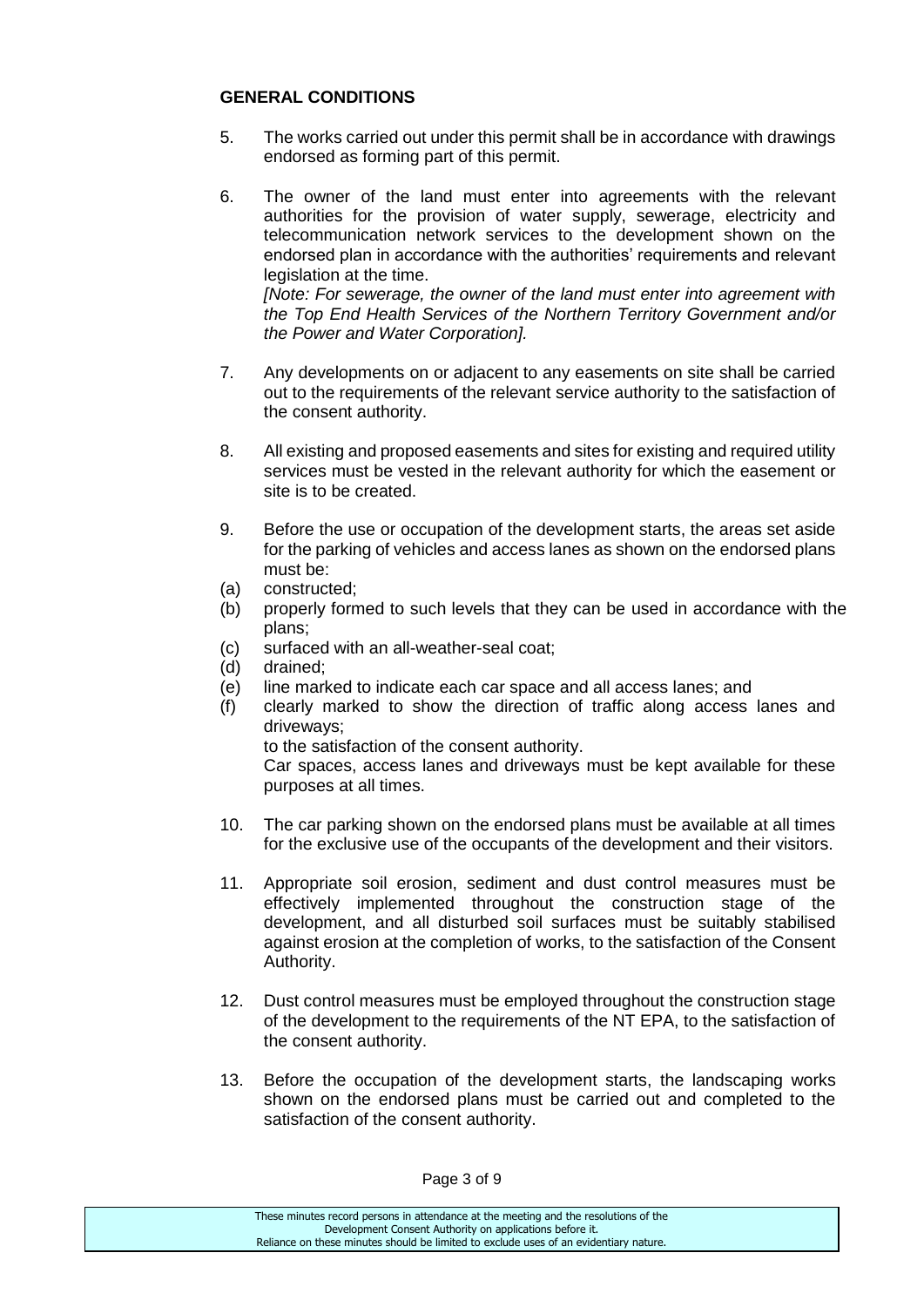**GENERAL CONDITIONS**

5. The works carried out under this permit shall be in accordance with drawings endorsed as forming part of this permit.

6. The owner of the land must enter into agreements with the relevant authorities for the provision of water supply, sewerage, electricity and telecommunication network services to the development shown on the endorsed plan in accordance with the authorities' requirements and relevant legislation at the time.
*[Note: For sewerage, the owner of the land must enter into agreement with the Top End Health Services of the Northern Territory Government and/or the Power and Water Corporation].*

7. Any developments on or adjacent to any easements on site shall be carried out to the requirements of the relevant service authority to the satisfaction of the consent authority.

8. All existing and proposed easements and sites for existing and required utility services must be vested in the relevant authority for which the easement or site is to be created.

9. Before the use or occupation of the development starts, the areas set aside for the parking of vehicles and access lanes as shown on the endorsed plans must be:
   (a) constructed;
   (b) properly formed to such levels that they can be used in accordance with the plans;
   (c) surfaced with an all-weather-seal coat;
   (d) drained;
   (e) line marked to indicate each car space and all access lanes; and
   (f) clearly marked to show the direction of traffic along access lanes and driveways;

   to the satisfaction of the consent authority.
   Car spaces, access lanes and driveways must be kept available for these purposes at all times.

10. The car parking shown on the endorsed plans must be available at all times for the exclusive use of the occupants of the development and their visitors.

11. Appropriate soil erosion, sediment and dust control measures must be effectively implemented throughout the construction stage of the development, and all disturbed soil surfaces must be suitably stabilised against erosion at the completion of works, to the satisfaction of the Consent Authority.

12. Dust control measures must be employed throughout the construction stage of the development to the requirements of the NT EPA, to the satisfaction of the consent authority.

13. Before the occupation of the development starts, the landscaping works shown on the endorsed plans must be carried out and completed to the satisfaction of the consent authority.

These minutes record persons in attendance at the meeting and the resolutions of the Development Consent Authority on applications before it.
Reliance on these minutes should be limited to exclude uses of an evidentiary nature.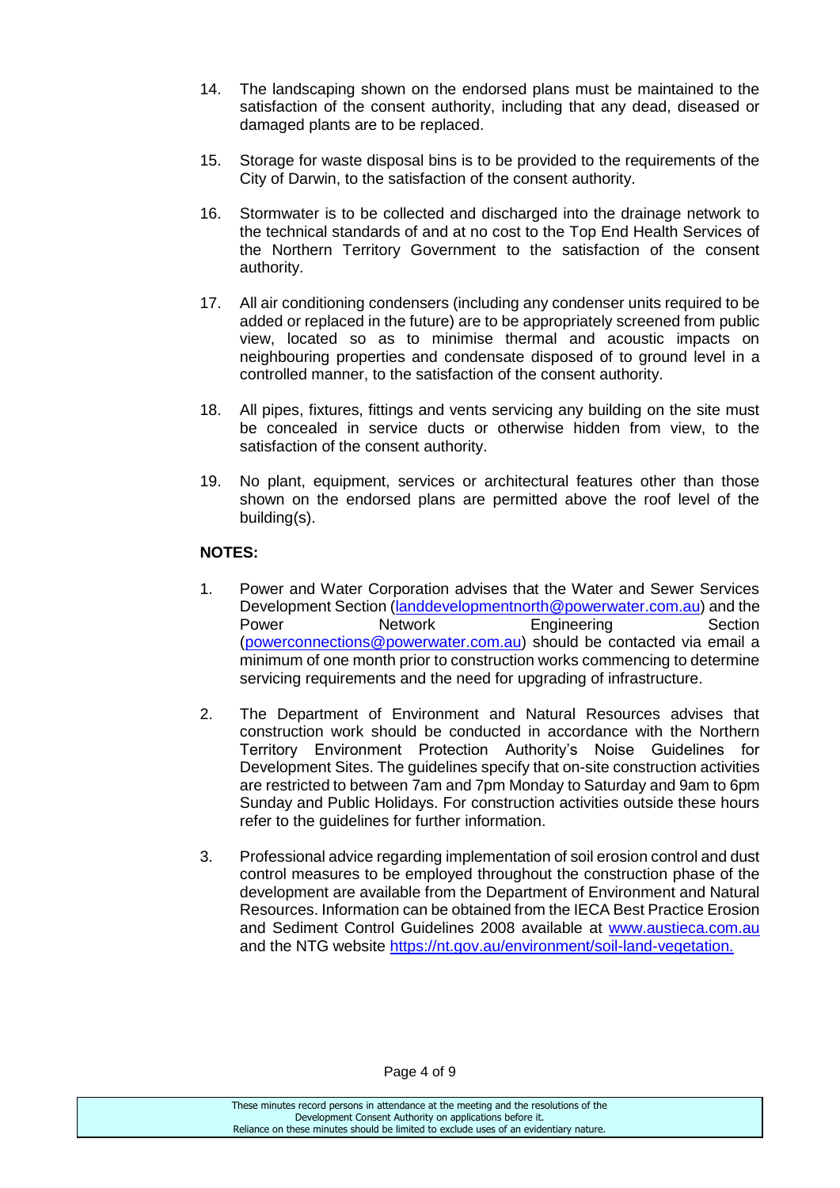14. The landscaping shown on the endorsed plans must be maintained to the satisfaction of the consent authority, including that any dead, diseased or damaged plants are to be replaced.

15. Storage for waste disposal bins is to be provided to the requirements of the City of Darwin, to the satisfaction of the consent authority.

16. Stormwater is to be collected and discharged into the drainage network to the technical standards of and at no cost to the Top End Health Services of the Northern Territory Government to the satisfaction of the consent authority.

17. All air conditioning condensers (including any condenser units required to be added or replaced in the future) are to be appropriately screened from public view, located so as to minimise thermal and acoustic impacts on neighbouring properties and condensate disposed of to ground level in a controlled manner, to the satisfaction of the consent authority.

18. All pipes, fixtures, fittings and vents servicing any building on the site must be concealed in service ducts or otherwise hidden from view, to the satisfaction of the consent authority.

19. No plant, equipment, services or architectural features other than those shown on the endorsed plans are permitted above the roof level of the building(s).

**NOTES:**

1. Power and Water Corporation advises that the Water and Sewer Services Development Section (landdevelopmentnorth@powerwater.com.au) and the Power Network Engineering Section (powerconnections@powerwater.com.au) should be contacted via email a minimum of one month prior to construction works commencing to determine servicing requirements and the need for upgrading of infrastructure.

2. The Department of Environment and Natural Resources advises that construction work should be conducted in accordance with the Northern Territory Environment Protection Authority's Noise Guidelines for Development Sites. The guidelines specify that on-site construction activities are restricted to between 7am and 7pm Monday to Saturday and 9am to 6pm Sunday and Public Holidays. For construction activities outside these hours refer to the guidelines for further information.

3. Professional advice regarding implementation of soil erosion control and dust control measures to be employed throughout the construction phase of the development are available from the Department of Environment and Natural Resources. Information can be obtained from the IECA Best Practice Erosion and Sediment Control Guidelines 2008 available at www.austieca.com.au and the NTG website https://nt.gov.au/environment/soil-land-vegetation.

These minutes record persons in attendance at the meeting and the resolutions of the Development Consent Authority on applications before it. Reliance on these minutes should be limited to exclude uses of an evidentiary nature.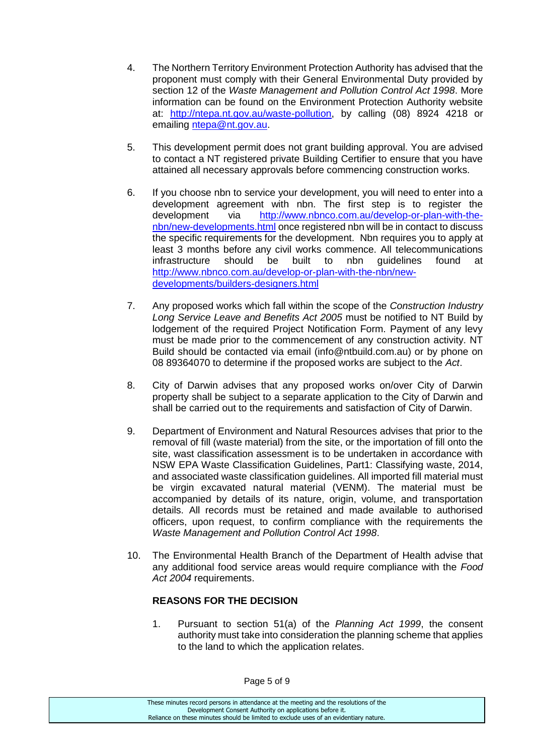4. The Northern Territory Environment Protection Authority has advised that the proponent must comply with their General Environmental Duty provided by section 12 of the *Waste Management and Pollution Control Act 1998*. More information can be found on the Environment Protection Authority website at: http://ntepa.nt.gov.au/waste-pollution, by calling (08) 8924 4218 or emailing ntepa@nt.gov.au.

5. This development permit does not grant building approval. You are advised to contact a NT registered private Building Certifier to ensure that you have attained all necessary approvals before commencing construction works.

6. If you choose nbn to service your development, you will need to enter into a development agreement with nbn. The first step is to register the development via http://www.nbnco.com.au/develop-or-plan-with-the-nbn/new-developments.html once registered nbn will be in contact to discuss the specific requirements for the development. Nbn requires you to apply at least 3 months before any civil works commence. All telecommunications infrastructure should be built to nbn guidelines found at http://www.nbnco.com.au/develop-or-plan-with-the-nbn/new-developments/builders-designers.html

7. Any proposed works which fall within the scope of the *Construction Industry Long Service Leave and Benefits Act 2005* must be notified to NT Build by lodgement of the required Project Notification Form. Payment of any levy must be made prior to the commencement of any construction activity. NT Build should be contacted via email (info@ntbuild.com.au) or by phone on 08 89364070 to determine if the proposed works are subject to the *Act*.

8. City of Darwin advises that any proposed works on/over City of Darwin property shall be subject to a separate application to the City of Darwin and shall be carried out to the requirements and satisfaction of City of Darwin.

9. Department of Environment and Natural Resources advises that prior to the removal of fill (waste material) from the site, or the importation of fill onto the site, wast classification assessment is to be undertaken in accordance with NSW EPA Waste Classification Guidelines, Part1: Classifying waste, 2014, and associated waste classification guidelines. All imported fill material must be virgin excavated natural material (VENM). The material must be accompanied by details of its nature, origin, volume, and transportation details. All records must be retained and made available to authorised officers, upon request, to confirm compliance with the requirements the *Waste Management and Pollution Control Act 1998*.

10. The Environmental Health Branch of the Department of Health advise that any additional food service areas would require compliance with the *Food Act 2004* requirements.

**REASONS FOR THE DECISION**

1. Pursuant to section 51(a) of the *Planning Act 1999*, the consent authority must take into consideration the planning scheme that applies to the land to which the application relates.

These minutes record persons in attendance at the meeting and the resolutions of the Development Consent Authority on applications before it. Reliance on these minutes should be limited to exclude uses of an evidentiary nature.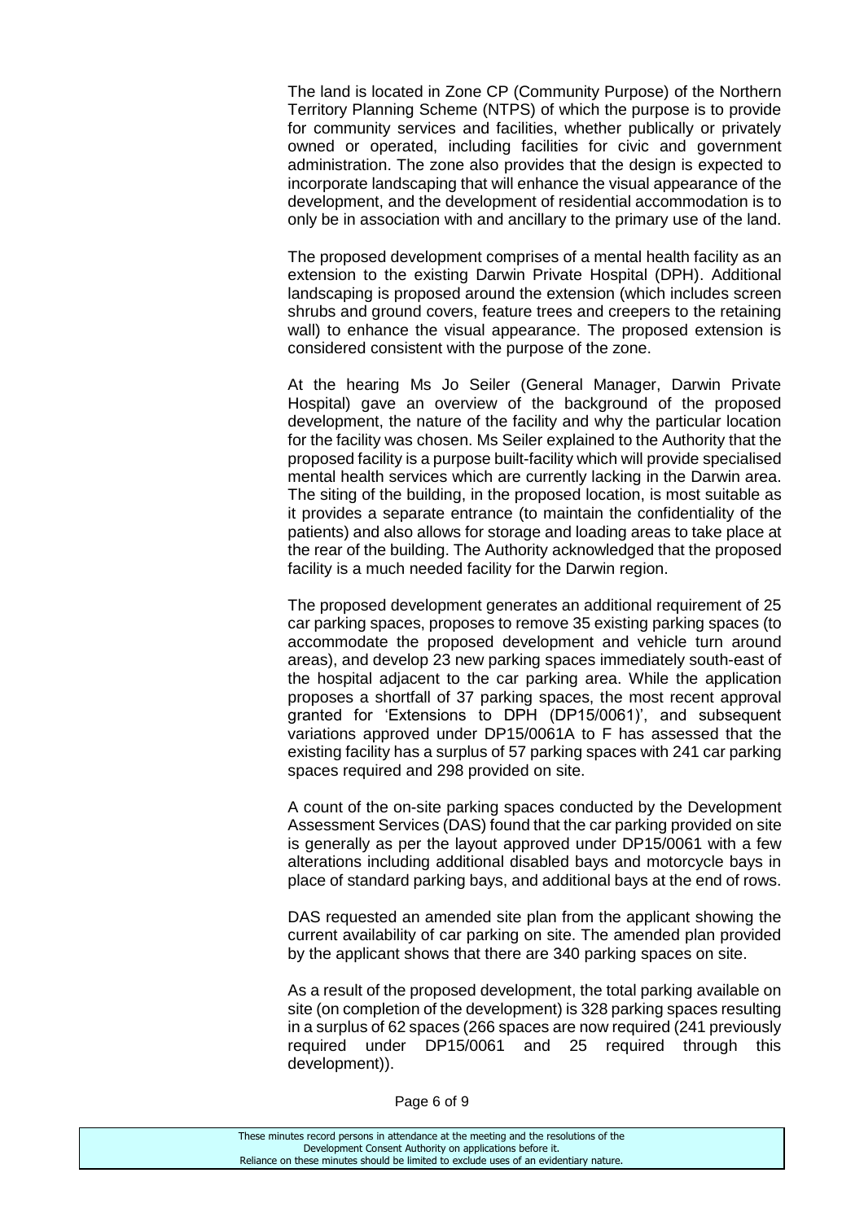The land is located in Zone CP (Community Purpose) of the Northern Territory Planning Scheme (NTPS) of which the purpose is to provide for community services and facilities, whether publically or privately owned or operated, including facilities for civic and government administration. The zone also provides that the design is expected to incorporate landscaping that will enhance the visual appearance of the development, and the development of residential accommodation is to only be in association with and ancillary to the primary use of the land.

The proposed development comprises of a mental health facility as an extension to the existing Darwin Private Hospital (DPH). Additional landscaping is proposed around the extension (which includes screen shrubs and ground covers, feature trees and creepers to the retaining wall) to enhance the visual appearance. The proposed extension is considered consistent with the purpose of the zone.

At the hearing Ms Jo Seiler (General Manager, Darwin Private Hospital) gave an overview of the background of the proposed development, the nature of the facility and why the particular location for the facility was chosen. Ms Seiler explained to the Authority that the proposed facility is a purpose built-facility which will provide specialised mental health services which are currently lacking in the Darwin area. The siting of the building, in the proposed location, is most suitable as it provides a separate entrance (to maintain the confidentiality of the patients) and also allows for storage and loading areas to take place at the rear of the building. The Authority acknowledged that the proposed facility is a much needed facility for the Darwin region.

The proposed development generates an additional requirement of 25 car parking spaces, proposes to remove 35 existing parking spaces (to accommodate the proposed development and vehicle turn around areas), and develop 23 new parking spaces immediately south-east of the hospital adjacent to the car parking area. While the application proposes a shortfall of 37 parking spaces, the most recent approval granted for 'Extensions to DPH (DP15/0061)', and subsequent variations approved under DP15/0061A to F has assessed that the existing facility has a surplus of 57 parking spaces with 241 car parking spaces required and 298 provided on site.

A count of the on-site parking spaces conducted by the Development Assessment Services (DAS) found that the car parking provided on site is generally as per the layout approved under DP15/0061 with a few alterations including additional disabled bays and motorcycle bays in place of standard parking bays, and additional bays at the end of rows.

DAS requested an amended site plan from the applicant showing the current availability of car parking on site. The amended plan provided by the applicant shows that there are 340 parking spaces on site.

As a result of the proposed development, the total parking available on site (on completion of the development) is 328 parking spaces resulting in a surplus of 62 spaces (266 spaces are now required (241 previously required under DP15/0061 and 25 required through this development)).

These minutes record persons in attendance at the meeting and the resolutions of the Development Consent Authority on applications before it. Reliance on these minutes should be limited to exclude uses of an evidentiary nature.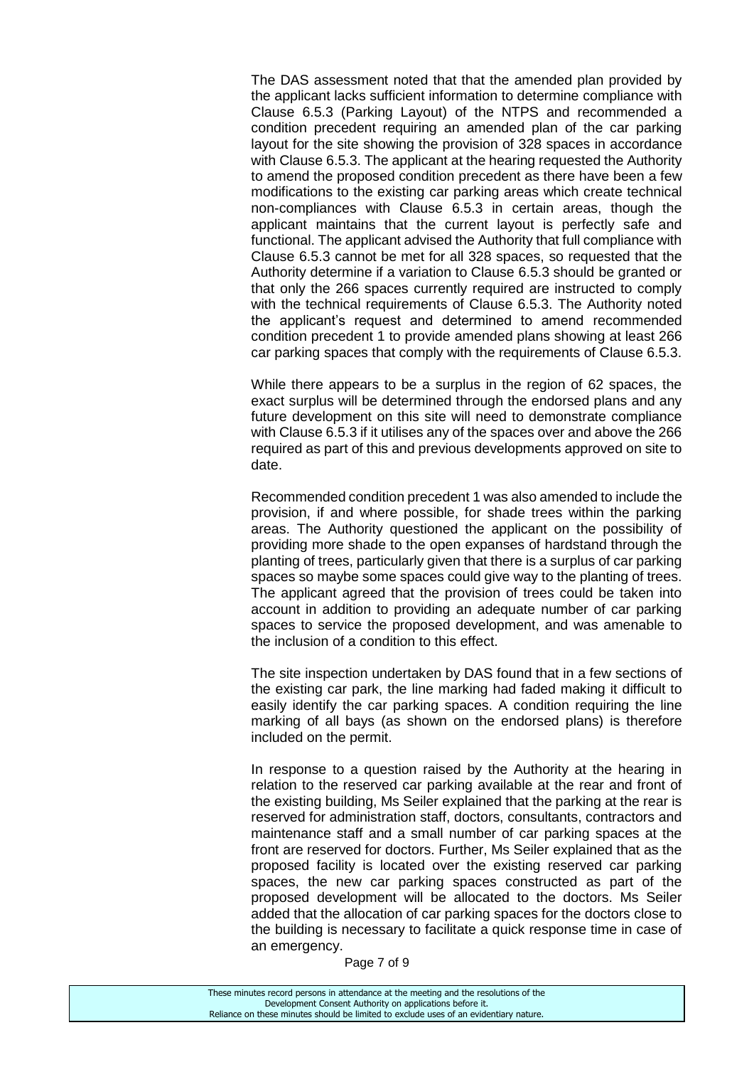The DAS assessment noted that that the amended plan provided by the applicant lacks sufficient information to determine compliance with Clause 6.5.3 (Parking Layout) of the NTPS and recommended a condition precedent requiring an amended plan of the car parking layout for the site showing the provision of 328 spaces in accordance with Clause 6.5.3. The applicant at the hearing requested the Authority to amend the proposed condition precedent as there have been a few modifications to the existing car parking areas which create technical non-compliances with Clause 6.5.3 in certain areas, though the applicant maintains that the current layout is perfectly safe and functional. The applicant advised the Authority that full compliance with Clause 6.5.3 cannot be met for all 328 spaces, so requested that the Authority determine if a variation to Clause 6.5.3 should be granted or that only the 266 spaces currently required are instructed to comply with the technical requirements of Clause 6.5.3. The Authority noted the applicant's request and determined to amend recommended condition precedent 1 to provide amended plans showing at least 266 car parking spaces that comply with the requirements of Clause 6.5.3.

While there appears to be a surplus in the region of 62 spaces, the exact surplus will be determined through the endorsed plans and any future development on this site will need to demonstrate compliance with Clause 6.5.3 if it utilises any of the spaces over and above the 266 required as part of this and previous developments approved on site to date.

Recommended condition precedent 1 was also amended to include the provision, if and where possible, for shade trees within the parking areas. The Authority questioned the applicant on the possibility of providing more shade to the open expanses of hardstand through the planting of trees, particularly given that there is a surplus of car parking spaces so maybe some spaces could give way to the planting of trees. The applicant agreed that the provision of trees could be taken into account in addition to providing an adequate number of car parking spaces to service the proposed development, and was amenable to the inclusion of a condition to this effect.

The site inspection undertaken by DAS found that in a few sections of the existing car park, the line marking had faded making it difficult to easily identify the car parking spaces. A condition requiring the line marking of all bays (as shown on the endorsed plans) is therefore included on the permit.

In response to a question raised by the Authority at the hearing in relation to the reserved car parking available at the rear and front of the existing building, Ms Seiler explained that the parking at the rear is reserved for administration staff, doctors, consultants, contractors and maintenance staff and a small number of car parking spaces at the front are reserved for doctors. Further, Ms Seiler explained that as the proposed facility is located over the existing reserved car parking spaces, the new car parking spaces constructed as part of the proposed development will be allocated to the doctors. Ms Seiler added that the allocation of car parking spaces for the doctors close to the building is necessary to facilitate a quick response time in case of an emergency.

These minutes record persons in attendance at the meeting and the resolutions of the Development Consent Authority on applications before it. Reliance on these minutes should be limited to exclude uses of an evidentiary nature.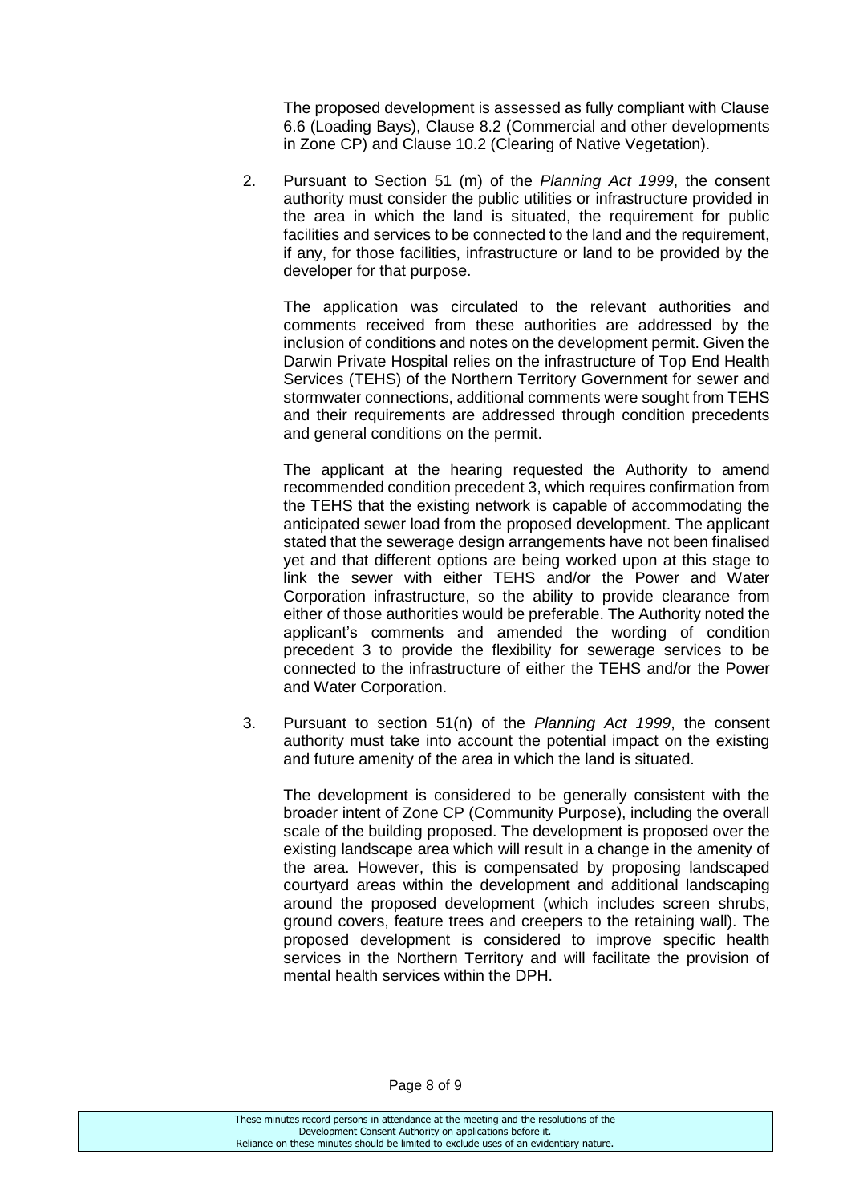The proposed development is assessed as fully compliant with Clause 6.6 (Loading Bays), Clause 8.2 (Commercial and other developments in Zone CP) and Clause 10.2 (Clearing of Native Vegetation).

2. Pursuant to Section 51 (m) of the *Planning Act 1999*, the consent authority must consider the public utilities or infrastructure provided in the area in which the land is situated, the requirement for public facilities and services to be connected to the land and the requirement, if any, for those facilities, infrastructure or land to be provided by the developer for that purpose.

   The application was circulated to the relevant authorities and comments received from these authorities are addressed by the inclusion of conditions and notes on the development permit. Given the Darwin Private Hospital relies on the infrastructure of Top End Health Services (TEHS) of the Northern Territory Government for sewer and stormwater connections, additional comments were sought from TEHS and their requirements are addressed through condition precedents and general conditions on the permit.

   The applicant at the hearing requested the Authority to amend recommended condition precedent 3, which requires confirmation from the TEHS that the existing network is capable of accommodating the anticipated sewer load from the proposed development. The applicant stated that the sewerage design arrangements have not been finalised yet and that different options are being worked upon at this stage to link the sewer with either TEHS and/or the Power and Water Corporation infrastructure, so the ability to provide clearance from either of those authorities would be preferable. The Authority noted the applicant's comments and amended the wording of condition precedent 3 to provide the flexibility for sewerage services to be connected to the infrastructure of either the TEHS and/or the Power and Water Corporation.

3. Pursuant to section 51(n) of the *Planning Act 1999*, the consent authority must take into account the potential impact on the existing and future amenity of the area in which the land is situated.

   The development is considered to be generally consistent with the broader intent of Zone CP (Community Purpose), including the overall scale of the building proposed. The development is proposed over the existing landscape area which will result in a change in the amenity of the area. However, this is compensated by proposing landscaped courtyard areas within the development and additional landscaping around the proposed development (which includes screen shrubs, ground covers, feature trees and creepers to the retaining wall). The proposed development is considered to improve specific health services in the Northern Territory and will facilitate the provision of mental health services within the DPH.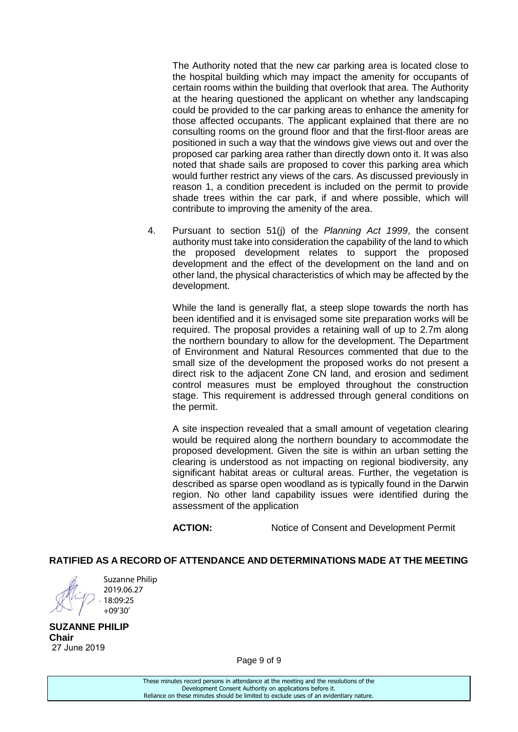The Authority noted that the new car parking area is located close to the hospital building which may impact the amenity for occupants of certain rooms within the building that overlook that area. The Authority at the hearing questioned the applicant on whether any landscaping could be provided to the car parking areas to enhance the amenity for those affected occupants. The applicant explained that there are no consulting rooms on the ground floor and that the first-floor areas are positioned in such a way that the windows give views out and over the proposed car parking area rather than directly down onto it. It was also noted that shade sails are proposed to cover this parking area which would further restrict any views of the cars. As discussed previously in reason 1, a condition precedent is included on the permit to provide shade trees within the car park, if and where possible, which will contribute to improving the amenity of the area.

4. Pursuant to section 51(j) of the *Planning Act 1999*, the consent authority must take into consideration the capability of the land to which the proposed development relates to support the proposed development and the effect of the development on the land and on other land, the physical characteristics of which may be affected by the development.

   While the land is generally flat, a steep slope towards the north has been identified and it is envisaged some site preparation works will be required. The proposal provides a retaining wall of up to 2.7m along the northern boundary to allow for the development. The Department of Environment and Natural Resources commented that due to the small size of the development the proposed works do not present a direct risk to the adjacent Zone CN land, and erosion and sediment control measures must be employed throughout the construction stage. This requirement is addressed through general conditions on the permit.

   A site inspection revealed that a small amount of vegetation clearing would be required along the northern boundary to accommodate the proposed development. Given the site is within an urban setting the clearing is understood as not impacting on regional biodiversity, any significant habitat areas or cultural areas. Further, the vegetation is described as sparse open woodland as is typically found in the Darwin region. No other land capability issues were identified during the assessment of the application

   **ACTION:** Notice of Consent and Development Permit

**RATIFIED AS A RECORD OF ATTENDANCE AND DETERMINATIONS MADE AT THE MEETING**

Suzanne Philip
2019.06.27
18:09:25
+09'30'

**SUZANNE PHILIP**
**Chair**
27 June 2019

These minutes record persons in attendance at the meeting and the resolutions of the Development Consent Authority on applications before it.
Reliance on these minutes should be limited to exclude uses of an evidentiary nature.